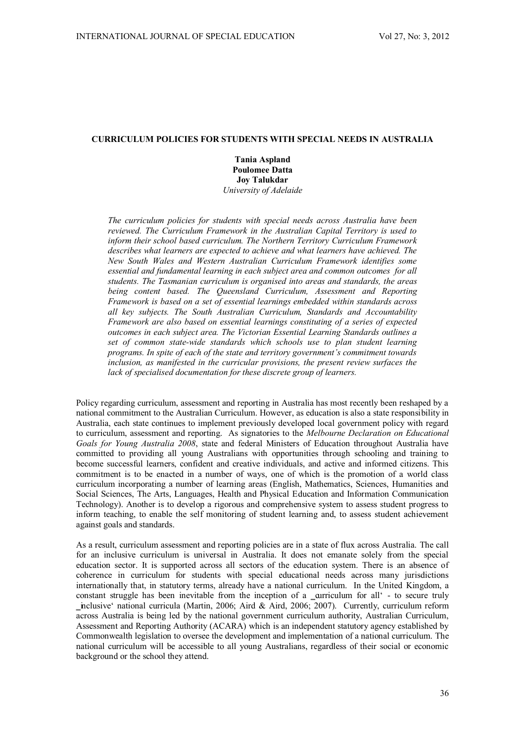# CURRICULUM POLICIES FOR STUDENTS WITH SPECIAL NEEDS IN AUSTRALIA

**Tania Aspland**
**Poulomee Datta**
**Joy Talukdar**
*University of Adelaide*

*The curriculum policies for students with special needs across Australia have been reviewed. The Curriculum Framework in the Australian Capital Territory is used to inform their school based curriculum. The Northern Territory Curriculum Framework describes what learners are expected to achieve and what learners have achieved. The New South Wales and Western Australian Curriculum Framework identifies some essential and fundamental learning in each subject area and common outcomes for all students. The Tasmanian curriculum is organised into areas and standards, the areas being content based. The Queensland Curriculum, Assessment and Reporting Framework is based on a set of essential learnings embedded within standards across all key subjects. The South Australian Curriculum, Standards and Accountability Framework are also based on essential learnings constituting of a series of expected outcomes in each subject area. The Victorian Essential Learning Standards outlines a set of common state-wide standards which schools use to plan student learning programs. In spite of each of the state and territory government's commitment towards inclusion, as manifested in the curricular provisions, the present review surfaces the lack of specialised documentation for these discrete group of learners.*

Policy regarding curriculum, assessment and reporting in Australia has most recently been reshaped by a national commitment to the Australian Curriculum. However, as education is also a state responsibility in Australia, each state continues to implement previously developed local government policy with regard to curriculum, assessment and reporting. As signatories to the *Melbourne Declaration on Educational Goals for Young Australia 2008*, state and federal Ministers of Education throughout Australia have committed to providing all young Australians with opportunities through schooling and training to become successful learners, confident and creative individuals, and active and informed citizens. This commitment is to be enacted in a number of ways, one of which is the promotion of a world class curriculum incorporating a number of learning areas (English, Mathematics, Sciences, Humanities and Social Sciences, The Arts, Languages, Health and Physical Education and Information Communication Technology). Another is to develop a rigorous and comprehensive system to assess student progress to inform teaching, to enable the self monitoring of student learning and, to assess student achievement against goals and standards.

As a result, curriculum assessment and reporting policies are in a state of flux across Australia. The call for an inclusive curriculum is universal in Australia. It does not emanate solely from the special education sector. It is supported across all sectors of the education system. There is an absence of coherence in curriculum for students with special educational needs across many jurisdictions internationally that, in statutory terms, already have a national curriculum. In the United Kingdom, a constant struggle has been inevitable from the inception of a 'curriculum for all' - to secure truly 'inclusive' national curricula (Martin, 2006; Aird & Aird, 2006; 2007). Currently, curriculum reform across Australia is being led by the national government curriculum authority, Australian Curriculum, Assessment and Reporting Authority (ACARA) which is an independent statutory agency established by Commonwealth legislation to oversee the development and implementation of a national curriculum. The national curriculum will be accessible to all young Australians, regardless of their social or economic background or the school they attend.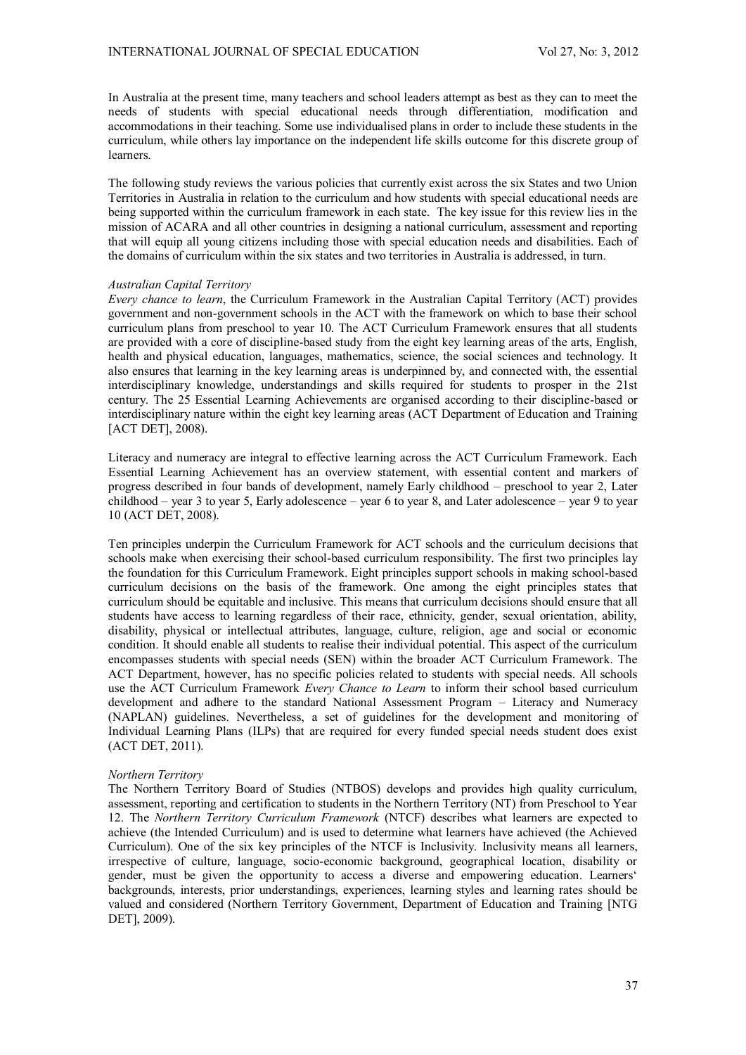In Australia at the present time, many teachers and school leaders attempt as best as they can to meet the needs of students with special educational needs through differentiation, modification and accommodations in their teaching. Some use individualised plans in order to include these students in the curriculum, while others lay importance on the independent life skills outcome for this discrete group of learners.

The following study reviews the various policies that currently exist across the six States and two Union Territories in Australia in relation to the curriculum and how students with special educational needs are being supported within the curriculum framework in each state. The key issue for this review lies in the mission of ACARA and all other countries in designing a national curriculum, assessment and reporting that will equip all young citizens including those with special education needs and disabilities. Each of the domains of curriculum within the six states and two territories in Australia is addressed, in turn.

*Australian Capital Territory*

*Every chance to learn*, the Curriculum Framework in the Australian Capital Territory (ACT) provides government and non-government schools in the ACT with the framework on which to base their school curriculum plans from preschool to year 10. The ACT Curriculum Framework ensures that all students are provided with a core of discipline-based study from the eight key learning areas of the arts, English, health and physical education, languages, mathematics, science, the social sciences and technology. It also ensures that learning in the key learning areas is underpinned by, and connected with, the essential interdisciplinary knowledge, understandings and skills required for students to prosper in the 21st century. The 25 Essential Learning Achievements are organised according to their discipline-based or interdisciplinary nature within the eight key learning areas (ACT Department of Education and Training [ACT DET], 2008).

Literacy and numeracy are integral to effective learning across the ACT Curriculum Framework. Each Essential Learning Achievement has an overview statement, with essential content and markers of progress described in four bands of development, namely Early childhood – preschool to year 2, Later childhood – year 3 to year 5, Early adolescence – year 6 to year 8, and Later adolescence – year 9 to year 10 (ACT DET, 2008).

Ten principles underpin the Curriculum Framework for ACT schools and the curriculum decisions that schools make when exercising their school-based curriculum responsibility. The first two principles lay the foundation for this Curriculum Framework. Eight principles support schools in making school-based curriculum decisions on the basis of the framework. One among the eight principles states that curriculum should be equitable and inclusive. This means that curriculum decisions should ensure that all students have access to learning regardless of their race, ethnicity, gender, sexual orientation, ability, disability, physical or intellectual attributes, language, culture, religion, age and social or economic condition. It should enable all students to realise their individual potential. This aspect of the curriculum encompasses students with special needs (SEN) within the broader ACT Curriculum Framework. The ACT Department, however, has no specific policies related to students with special needs. All schools use the ACT Curriculum Framework *Every Chance to Learn* to inform their school based curriculum development and adhere to the standard National Assessment Program – Literacy and Numeracy (NAPLAN) guidelines. Nevertheless, a set of guidelines for the development and monitoring of Individual Learning Plans (ILPs) that are required for every funded special needs student does exist (ACT DET, 2011).

*Northern Territory*

The Northern Territory Board of Studies (NTBOS) develops and provides high quality curriculum, assessment, reporting and certification to students in the Northern Territory (NT) from Preschool to Year 12. The *Northern Territory Curriculum Framework* (NTCF) describes what learners are expected to achieve (the Intended Curriculum) and is used to determine what learners have achieved (the Achieved Curriculum). One of the six key principles of the NTCF is Inclusivity. Inclusivity means all learners, irrespective of culture, language, socio-economic background, geographical location, disability or gender, must be given the opportunity to access a diverse and empowering education. Learners' backgrounds, interests, prior understandings, experiences, learning styles and learning rates should be valued and considered (Northern Territory Government, Department of Education and Training [NTG DET], 2009).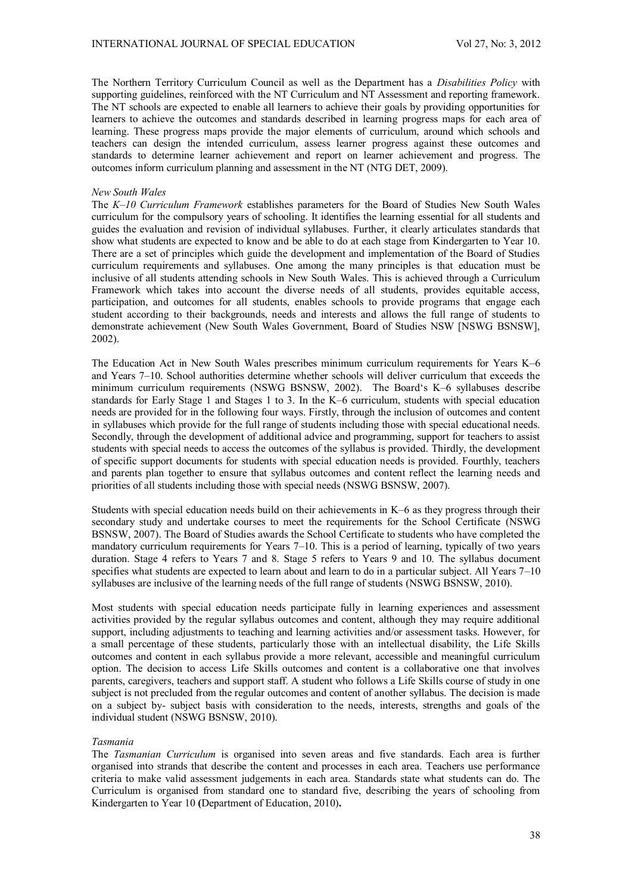The Northern Territory Curriculum Council as well as the Department has a *Disabilities Policy* with supporting guidelines, reinforced with the NT Curriculum and NT Assessment and reporting framework. The NT schools are expected to enable all learners to achieve their goals by providing opportunities for learners to achieve the outcomes and standards described in learning progress maps for each area of learning. These progress maps provide the major elements of curriculum, around which schools and teachers can design the intended curriculum, assess learner progress against these outcomes and standards to determine learner achievement and report on learner achievement and progress. The outcomes inform curriculum planning and assessment in the NT (NTG DET, 2009).

*New South Wales*

The *K–10 Curriculum Framework* establishes parameters for the Board of Studies New South Wales curriculum for the compulsory years of schooling. It identifies the learning essential for all students and guides the evaluation and revision of individual syllabuses. Further, it clearly articulates standards that show what students are expected to know and be able to do at each stage from Kindergarten to Year 10. There are a set of principles which guide the development and implementation of the Board of Studies curriculum requirements and syllabuses. One among the many principles is that education must be inclusive of all students attending schools in New South Wales. This is achieved through a Curriculum Framework which takes into account the diverse needs of all students, provides equitable access, participation, and outcomes for all students, enables schools to provide programs that engage each student according to their backgrounds, needs and interests and allows the full range of students to demonstrate achievement (New South Wales Government, Board of Studies NSW [NSWG BSNSW], 2002).

The Education Act in New South Wales prescribes minimum curriculum requirements for Years K–6 and Years 7–10. School authorities determine whether schools will deliver curriculum that exceeds the minimum curriculum requirements (NSWG BSNSW, 2002). The Board's K–6 syllabuses describe standards for Early Stage 1 and Stages 1 to 3. In the K–6 curriculum, students with special education needs are provided for in the following four ways. Firstly, through the inclusion of outcomes and content in syllabuses which provide for the full range of students including those with special educational needs. Secondly, through the development of additional advice and programming, support for teachers to assist students with special needs to access the outcomes of the syllabus is provided. Thirdly, the development of specific support documents for students with special education needs is provided. Fourthly, teachers and parents plan together to ensure that syllabus outcomes and content reflect the learning needs and priorities of all students including those with special needs (NSWG BSNSW, 2007).

Students with special education needs build on their achievements in K–6 as they progress through their secondary study and undertake courses to meet the requirements for the School Certificate (NSWG BSNSW, 2007). The Board of Studies awards the School Certificate to students who have completed the mandatory curriculum requirements for Years 7–10. This is a period of learning, typically of two years duration. Stage 4 refers to Years 7 and 8. Stage 5 refers to Years 9 and 10. The syllabus document specifies what students are expected to learn about and learn to do in a particular subject. All Years 7–10 syllabuses are inclusive of the learning needs of the full range of students (NSWG BSNSW, 2010).

Most students with special education needs participate fully in learning experiences and assessment activities provided by the regular syllabus outcomes and content, although they may require additional support, including adjustments to teaching and learning activities and/or assessment tasks. However, for a small percentage of these students, particularly those with an intellectual disability, the Life Skills outcomes and content in each syllabus provide a more relevant, accessible and meaningful curriculum option. The decision to access Life Skills outcomes and content is a collaborative one that involves parents, caregivers, teachers and support staff. A student who follows a Life Skills course of study in one subject is not precluded from the regular outcomes and content of another syllabus. The decision is made on a subject by- subject basis with consideration to the needs, interests, strengths and goals of the individual student (NSWG BSNSW, 2010).

*Tasmania*

The *Tasmanian Curriculum* is organised into seven areas and five standards. Each area is further organised into strands that describe the content and processes in each area. Teachers use performance criteria to make valid assessment judgements in each area. Standards state what students can do. The Curriculum is organised from standard one to standard five, describing the years of schooling from Kindergarten to Year 10 **(**Department of Education, 2010)**.**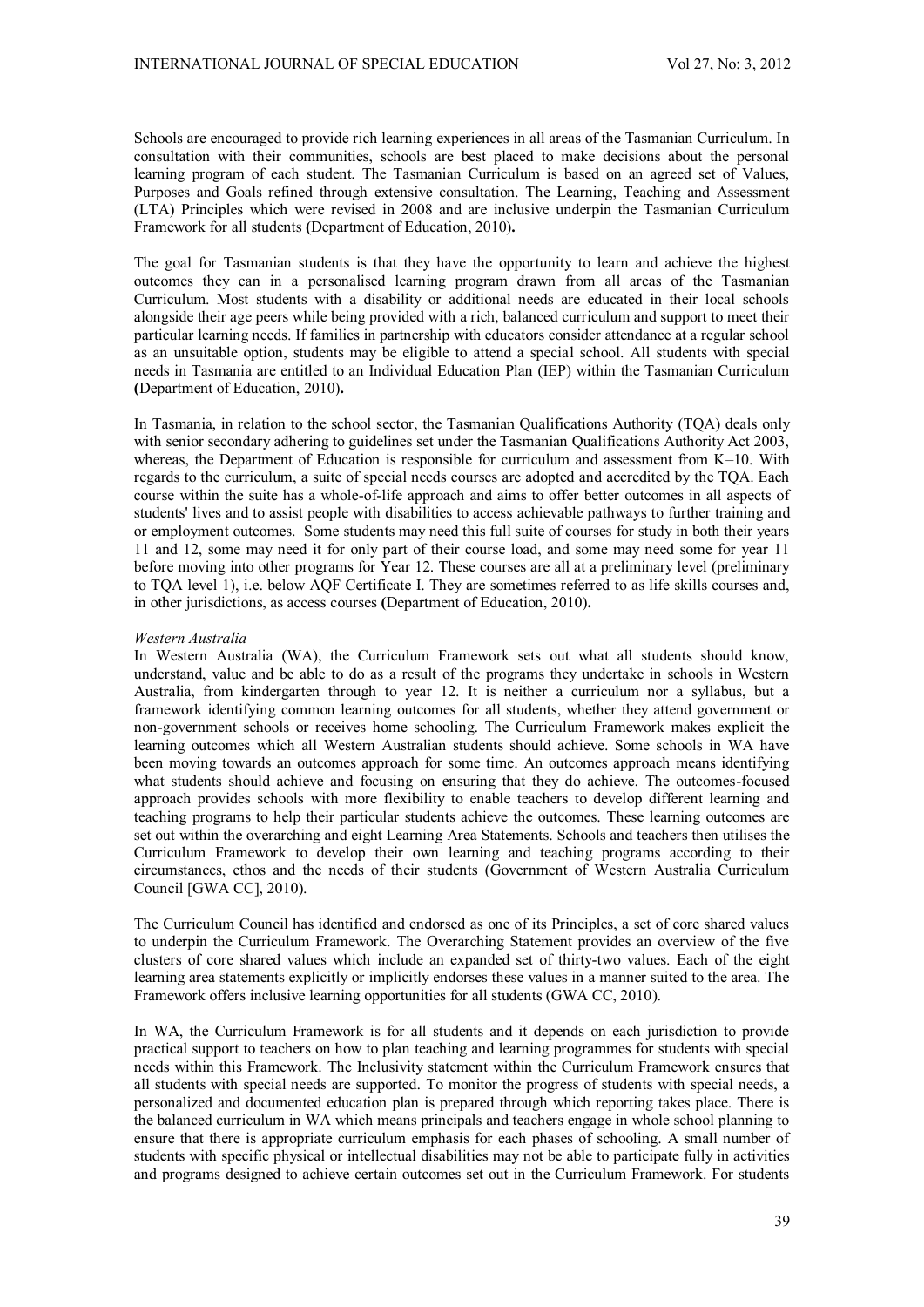Schools are encouraged to provide rich learning experiences in all areas of the Tasmanian Curriculum. In consultation with their communities, schools are best placed to make decisions about the personal learning program of each student. The Tasmanian Curriculum is based on an agreed set of Values, Purposes and Goals refined through extensive consultation. The Learning, Teaching and Assessment (LTA) Principles which were revised in 2008 and are inclusive underpin the Tasmanian Curriculum Framework for all students **(**Department of Education, 2010)**.**

The goal for Tasmanian students is that they have the opportunity to learn and achieve the highest outcomes they can in a personalised learning program drawn from all areas of the Tasmanian Curriculum. Most students with a disability or additional needs are educated in their local schools alongside their age peers while being provided with a rich, balanced curriculum and support to meet their particular learning needs. If families in partnership with educators consider attendance at a regular school as an unsuitable option, students may be eligible to attend a special school. All students with special needs in Tasmania are entitled to an Individual Education Plan (IEP) within the Tasmanian Curriculum **(**Department of Education, 2010)**.**

In Tasmania, in relation to the school sector, the Tasmanian Qualifications Authority (TQA) deals only with senior secondary adhering to guidelines set under the Tasmanian Qualifications Authority Act 2003, whereas, the Department of Education is responsible for curriculum and assessment from K–10. With regards to the curriculum, a suite of special needs courses are adopted and accredited by the TQA. Each course within the suite has a whole-of-life approach and aims to offer better outcomes in all aspects of students' lives and to assist people with disabilities to access achievable pathways to further training and or employment outcomes. Some students may need this full suite of courses for study in both their years 11 and 12, some may need it for only part of their course load, and some may need some for year 11 before moving into other programs for Year 12. These courses are all at a preliminary level (preliminary to TQA level 1), i.e. below AQF Certificate I. They are sometimes referred to as life skills courses and, in other jurisdictions, as access courses **(**Department of Education, 2010)**.**

*Western Australia*

In Western Australia (WA), the Curriculum Framework sets out what all students should know, understand, value and be able to do as a result of the programs they undertake in schools in Western Australia, from kindergarten through to year 12. It is neither a curriculum nor a syllabus, but a framework identifying common learning outcomes for all students, whether they attend government or non-government schools or receives home schooling. The Curriculum Framework makes explicit the learning outcomes which all Western Australian students should achieve. Some schools in WA have been moving towards an outcomes approach for some time. An outcomes approach means identifying what students should achieve and focusing on ensuring that they do achieve. The outcomes-focused approach provides schools with more flexibility to enable teachers to develop different learning and teaching programs to help their particular students achieve the outcomes. These learning outcomes are set out within the overarching and eight Learning Area Statements. Schools and teachers then utilises the Curriculum Framework to develop their own learning and teaching programs according to their circumstances, ethos and the needs of their students (Government of Western Australia Curriculum Council [GWA CC], 2010).

The Curriculum Council has identified and endorsed as one of its Principles, a set of core shared values to underpin the Curriculum Framework. The Overarching Statement provides an overview of the five clusters of core shared values which include an expanded set of thirty-two values. Each of the eight learning area statements explicitly or implicitly endorses these values in a manner suited to the area. The Framework offers inclusive learning opportunities for all students (GWA CC, 2010).

In WA, the Curriculum Framework is for all students and it depends on each jurisdiction to provide practical support to teachers on how to plan teaching and learning programmes for students with special needs within this Framework. The Inclusivity statement within the Curriculum Framework ensures that all students with special needs are supported. To monitor the progress of students with special needs, a personalized and documented education plan is prepared through which reporting takes place. There is the balanced curriculum in WA which means principals and teachers engage in whole school planning to ensure that there is appropriate curriculum emphasis for each phases of schooling. A small number of students with specific physical or intellectual disabilities may not be able to participate fully in activities and programs designed to achieve certain outcomes set out in the Curriculum Framework. For students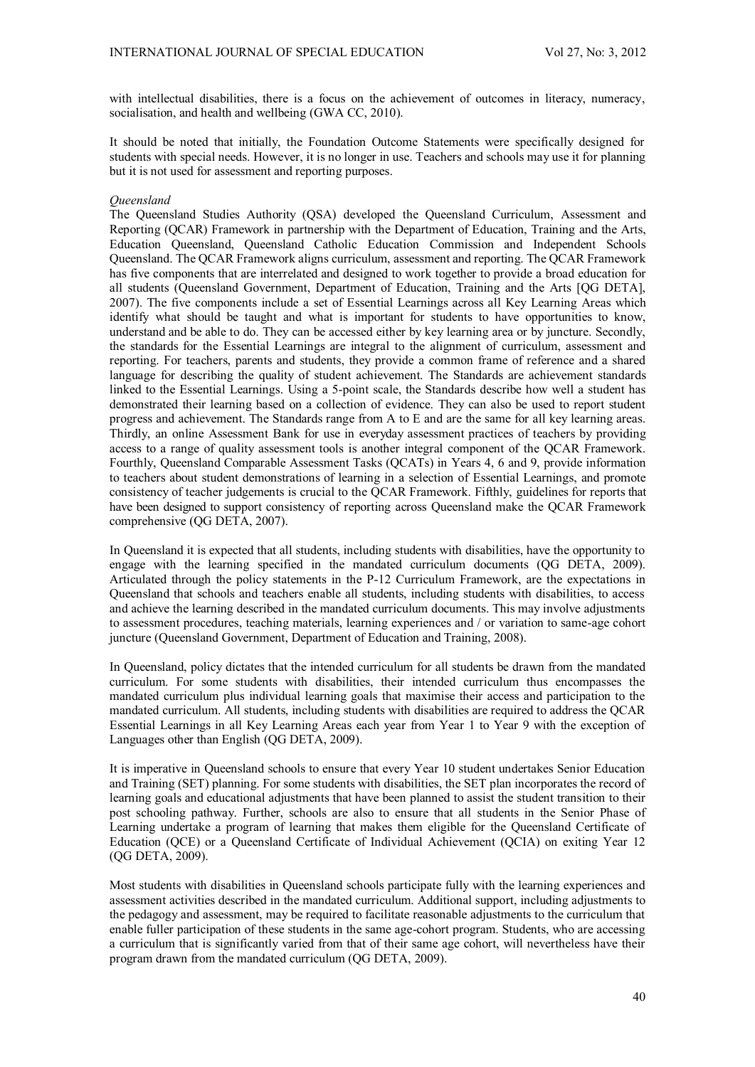with intellectual disabilities, there is a focus on the achievement of outcomes in literacy, numeracy, socialisation, and health and wellbeing (GWA CC, 2010).

It should be noted that initially, the Foundation Outcome Statements were specifically designed for students with special needs. However, it is no longer in use. Teachers and schools may use it for planning but it is not used for assessment and reporting purposes.

*Queensland*

The Queensland Studies Authority (QSA) developed the Queensland Curriculum, Assessment and Reporting (QCAR) Framework in partnership with the Department of Education, Training and the Arts, Education Queensland, Queensland Catholic Education Commission and Independent Schools Queensland. The QCAR Framework aligns curriculum, assessment and reporting. The QCAR Framework has five components that are interrelated and designed to work together to provide a broad education for all students (Queensland Government, Department of Education, Training and the Arts [QG DETA], 2007). The five components include a set of Essential Learnings across all Key Learning Areas which identify what should be taught and what is important for students to have opportunities to know, understand and be able to do. They can be accessed either by key learning area or by juncture. Secondly, the standards for the Essential Learnings are integral to the alignment of curriculum, assessment and reporting. For teachers, parents and students, they provide a common frame of reference and a shared language for describing the quality of student achievement. The Standards are achievement standards linked to the Essential Learnings. Using a 5-point scale, the Standards describe how well a student has demonstrated their learning based on a collection of evidence. They can also be used to report student progress and achievement. The Standards range from A to E and are the same for all key learning areas. Thirdly, an online Assessment Bank for use in everyday assessment practices of teachers by providing access to a range of quality assessment tools is another integral component of the QCAR Framework. Fourthly, Queensland Comparable Assessment Tasks (QCATs) in Years 4, 6 and 9, provide information to teachers about student demonstrations of learning in a selection of Essential Learnings, and promote consistency of teacher judgements is crucial to the QCAR Framework. Fifthly, guidelines for reports that have been designed to support consistency of reporting across Queensland make the QCAR Framework comprehensive (QG DETA, 2007).

In Queensland it is expected that all students, including students with disabilities, have the opportunity to engage with the learning specified in the mandated curriculum documents (QG DETA, 2009). Articulated through the policy statements in the P-12 Curriculum Framework, are the expectations in Queensland that schools and teachers enable all students, including students with disabilities, to access and achieve the learning described in the mandated curriculum documents. This may involve adjustments to assessment procedures, teaching materials, learning experiences and / or variation to same-age cohort juncture (Queensland Government, Department of Education and Training, 2008).

In Queensland, policy dictates that the intended curriculum for all students be drawn from the mandated curriculum. For some students with disabilities, their intended curriculum thus encompasses the mandated curriculum plus individual learning goals that maximise their access and participation to the mandated curriculum. All students, including students with disabilities are required to address the QCAR Essential Learnings in all Key Learning Areas each year from Year 1 to Year 9 with the exception of Languages other than English (QG DETA, 2009).

It is imperative in Queensland schools to ensure that every Year 10 student undertakes Senior Education and Training (SET) planning. For some students with disabilities, the SET plan incorporates the record of learning goals and educational adjustments that have been planned to assist the student transition to their post schooling pathway. Further, schools are also to ensure that all students in the Senior Phase of Learning undertake a program of learning that makes them eligible for the Queensland Certificate of Education (QCE) or a Queensland Certificate of Individual Achievement (QCIA) on exiting Year 12 (QG DETA, 2009).

Most students with disabilities in Queensland schools participate fully with the learning experiences and assessment activities described in the mandated curriculum. Additional support, including adjustments to the pedagogy and assessment, may be required to facilitate reasonable adjustments to the curriculum that enable fuller participation of these students in the same age-cohort program. Students, who are accessing a curriculum that is significantly varied from that of their same age cohort, will nevertheless have their program drawn from the mandated curriculum (QG DETA, 2009).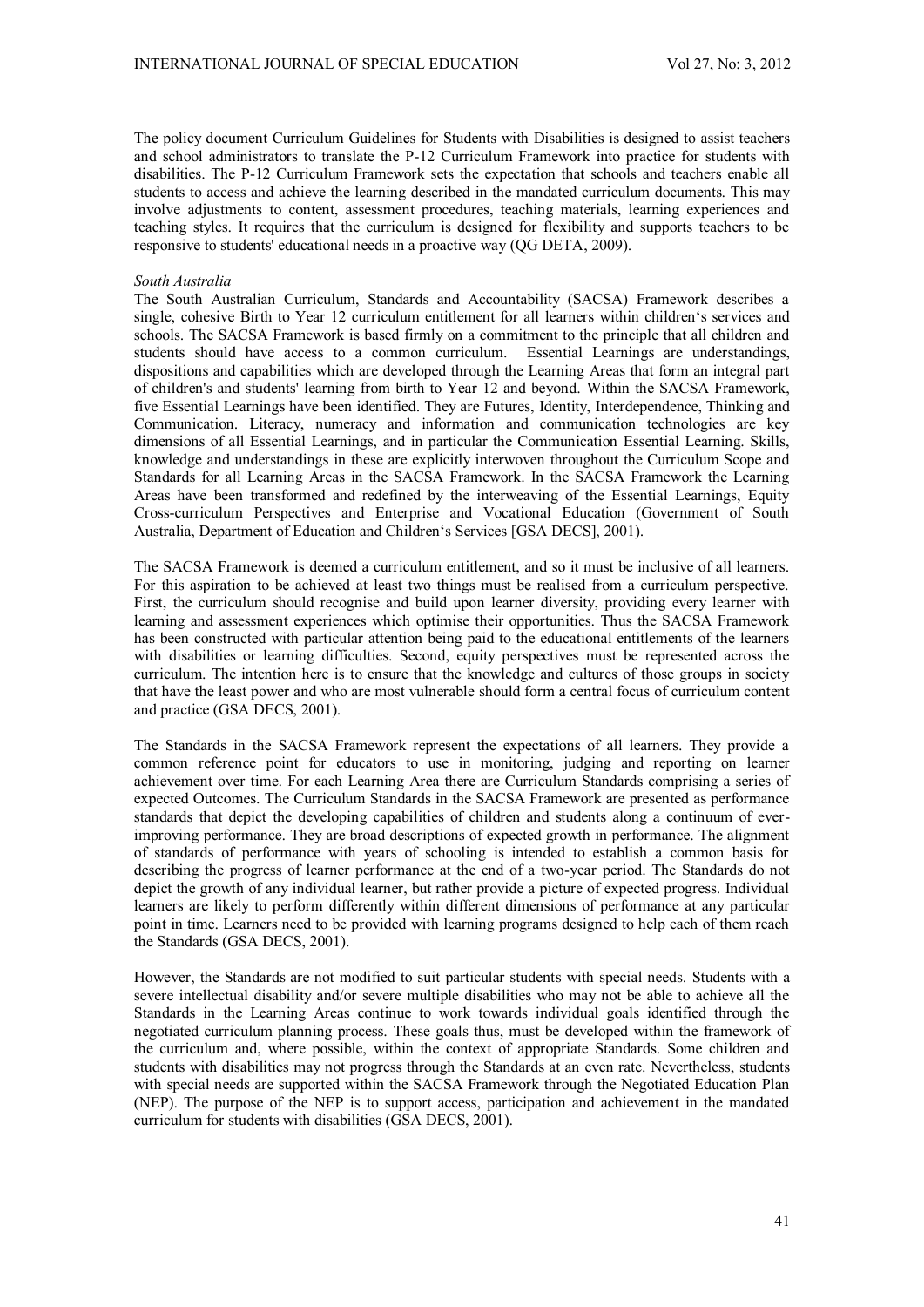The policy document Curriculum Guidelines for Students with Disabilities is designed to assist teachers and school administrators to translate the P-12 Curriculum Framework into practice for students with disabilities. The P-12 Curriculum Framework sets the expectation that schools and teachers enable all students to access and achieve the learning described in the mandated curriculum documents. This may involve adjustments to content, assessment procedures, teaching materials, learning experiences and teaching styles. It requires that the curriculum is designed for flexibility and supports teachers to be responsive to students' educational needs in a proactive way (QG DETA, 2009).

*South Australia*

The South Australian Curriculum, Standards and Accountability (SACSA) Framework describes a single, cohesive Birth to Year 12 curriculum entitlement for all learners within children's services and schools. The SACSA Framework is based firmly on a commitment to the principle that all children and students should have access to a common curriculum. Essential Learnings are understandings, dispositions and capabilities which are developed through the Learning Areas that form an integral part of children's and students' learning from birth to Year 12 and beyond. Within the SACSA Framework, five Essential Learnings have been identified. They are Futures, Identity, Interdependence, Thinking and Communication. Literacy, numeracy and information and communication technologies are key dimensions of all Essential Learnings, and in particular the Communication Essential Learning. Skills, knowledge and understandings in these are explicitly interwoven throughout the Curriculum Scope and Standards for all Learning Areas in the SACSA Framework. In the SACSA Framework the Learning Areas have been transformed and redefined by the interweaving of the Essential Learnings, Equity Cross-curriculum Perspectives and Enterprise and Vocational Education (Government of South Australia, Department of Education and Children's Services [GSA DECS], 2001).

The SACSA Framework is deemed a curriculum entitlement, and so it must be inclusive of all learners. For this aspiration to be achieved at least two things must be realised from a curriculum perspective. First, the curriculum should recognise and build upon learner diversity, providing every learner with learning and assessment experiences which optimise their opportunities. Thus the SACSA Framework has been constructed with particular attention being paid to the educational entitlements of the learners with disabilities or learning difficulties. Second, equity perspectives must be represented across the curriculum. The intention here is to ensure that the knowledge and cultures of those groups in society that have the least power and who are most vulnerable should form a central focus of curriculum content and practice (GSA DECS, 2001).

The Standards in the SACSA Framework represent the expectations of all learners. They provide a common reference point for educators to use in monitoring, judging and reporting on learner achievement over time. For each Learning Area there are Curriculum Standards comprising a series of expected Outcomes. The Curriculum Standards in the SACSA Framework are presented as performance standards that depict the developing capabilities of children and students along a continuum of ever-improving performance. They are broad descriptions of expected growth in performance. The alignment of standards of performance with years of schooling is intended to establish a common basis for describing the progress of learner performance at the end of a two-year period. The Standards do not depict the growth of any individual learner, but rather provide a picture of expected progress. Individual learners are likely to perform differently within different dimensions of performance at any particular point in time. Learners need to be provided with learning programs designed to help each of them reach the Standards (GSA DECS, 2001).

However, the Standards are not modified to suit particular students with special needs. Students with a severe intellectual disability and/or severe multiple disabilities who may not be able to achieve all the Standards in the Learning Areas continue to work towards individual goals identified through the negotiated curriculum planning process. These goals thus, must be developed within the framework of the curriculum and, where possible, within the context of appropriate Standards. Some children and students with disabilities may not progress through the Standards at an even rate. Nevertheless, students with special needs are supported within the SACSA Framework through the Negotiated Education Plan (NEP). The purpose of the NEP is to support access, participation and achievement in the mandated curriculum for students with disabilities (GSA DECS, 2001).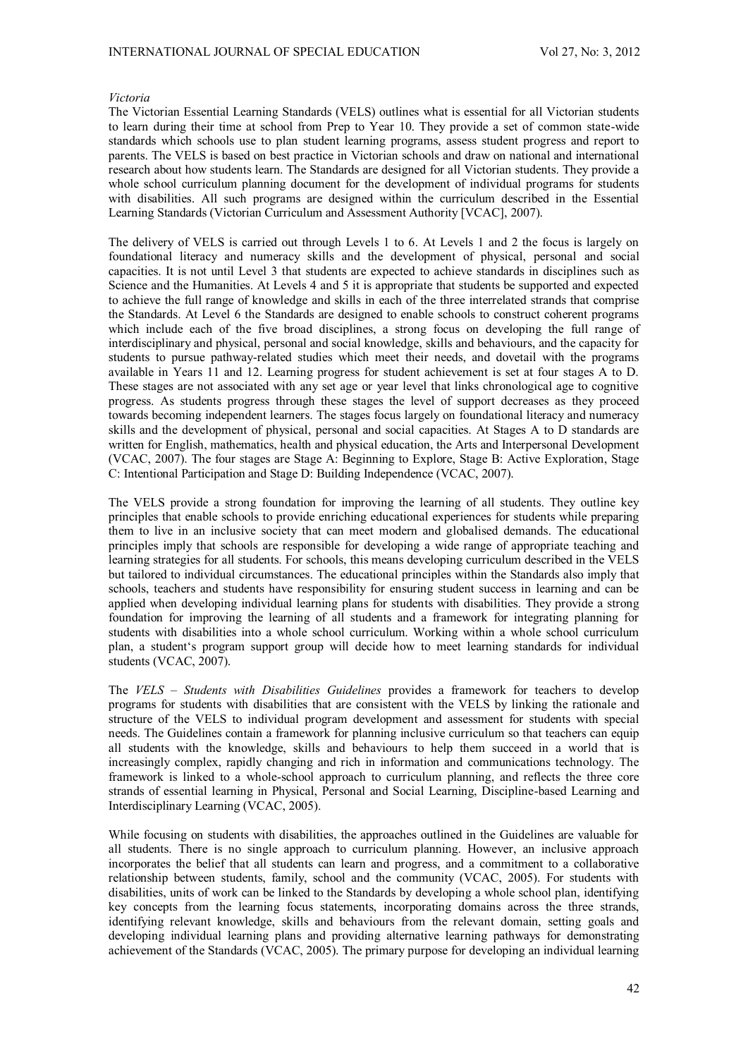*Victoria*

The Victorian Essential Learning Standards (VELS) outlines what is essential for all Victorian students to learn during their time at school from Prep to Year 10. They provide a set of common state-wide standards which schools use to plan student learning programs, assess student progress and report to parents. The VELS is based on best practice in Victorian schools and draw on national and international research about how students learn. The Standards are designed for all Victorian students. They provide a whole school curriculum planning document for the development of individual programs for students with disabilities. All such programs are designed within the curriculum described in the Essential Learning Standards (Victorian Curriculum and Assessment Authority [VCAC], 2007).

The delivery of VELS is carried out through Levels 1 to 6. At Levels 1 and 2 the focus is largely on foundational literacy and numeracy skills and the development of physical, personal and social capacities. It is not until Level 3 that students are expected to achieve standards in disciplines such as Science and the Humanities. At Levels 4 and 5 it is appropriate that students be supported and expected to achieve the full range of knowledge and skills in each of the three interrelated strands that comprise the Standards. At Level 6 the Standards are designed to enable schools to construct coherent programs which include each of the five broad disciplines, a strong focus on developing the full range of interdisciplinary and physical, personal and social knowledge, skills and behaviours, and the capacity for students to pursue pathway-related studies which meet their needs, and dovetail with the programs available in Years 11 and 12. Learning progress for student achievement is set at four stages A to D. These stages are not associated with any set age or year level that links chronological age to cognitive progress. As students progress through these stages the level of support decreases as they proceed towards becoming independent learners. The stages focus largely on foundational literacy and numeracy skills and the development of physical, personal and social capacities. At Stages A to D standards are written for English, mathematics, health and physical education, the Arts and Interpersonal Development (VCAC, 2007). The four stages are Stage A: Beginning to Explore, Stage B: Active Exploration, Stage C: Intentional Participation and Stage D: Building Independence (VCAC, 2007).

The VELS provide a strong foundation for improving the learning of all students. They outline key principles that enable schools to provide enriching educational experiences for students while preparing them to live in an inclusive society that can meet modern and globalised demands. The educational principles imply that schools are responsible for developing a wide range of appropriate teaching and learning strategies for all students. For schools, this means developing curriculum described in the VELS but tailored to individual circumstances. The educational principles within the Standards also imply that schools, teachers and students have responsibility for ensuring student success in learning and can be applied when developing individual learning plans for students with disabilities. They provide a strong foundation for improving the learning of all students and a framework for integrating planning for students with disabilities into a whole school curriculum. Working within a whole school curriculum plan, a student's program support group will decide how to meet learning standards for individual students (VCAC, 2007).

The *VELS – Students with Disabilities Guidelines* provides a framework for teachers to develop programs for students with disabilities that are consistent with the VELS by linking the rationale and structure of the VELS to individual program development and assessment for students with special needs. The Guidelines contain a framework for planning inclusive curriculum so that teachers can equip all students with the knowledge, skills and behaviours to help them succeed in a world that is increasingly complex, rapidly changing and rich in information and communications technology. The framework is linked to a whole-school approach to curriculum planning, and reflects the three core strands of essential learning in Physical, Personal and Social Learning, Discipline-based Learning and Interdisciplinary Learning (VCAC, 2005).

While focusing on students with disabilities, the approaches outlined in the Guidelines are valuable for all students. There is no single approach to curriculum planning. However, an inclusive approach incorporates the belief that all students can learn and progress, and a commitment to a collaborative relationship between students, family, school and the community (VCAC, 2005). For students with disabilities, units of work can be linked to the Standards by developing a whole school plan, identifying key concepts from the learning focus statements, incorporating domains across the three strands, identifying relevant knowledge, skills and behaviours from the relevant domain, setting goals and developing individual learning plans and providing alternative learning pathways for demonstrating achievement of the Standards (VCAC, 2005). The primary purpose for developing an individual learning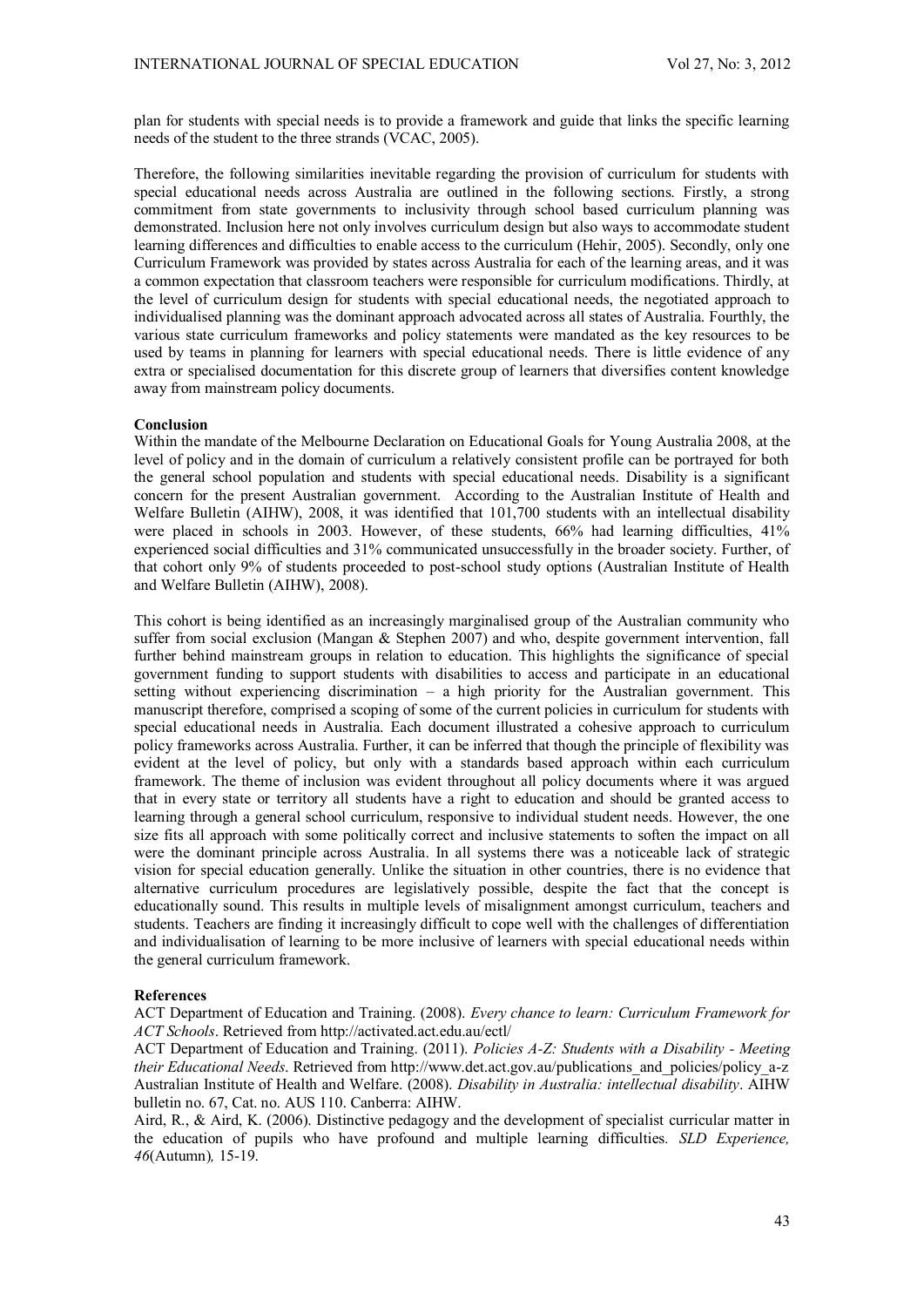plan for students with special needs is to provide a framework and guide that links the specific learning needs of the student to the three strands (VCAC, 2005).

Therefore, the following similarities inevitable regarding the provision of curriculum for students with special educational needs across Australia are outlined in the following sections. Firstly, a strong commitment from state governments to inclusivity through school based curriculum planning was demonstrated. Inclusion here not only involves curriculum design but also ways to accommodate student learning differences and difficulties to enable access to the curriculum (Hehir, 2005). Secondly, only one Curriculum Framework was provided by states across Australia for each of the learning areas, and it was a common expectation that classroom teachers were responsible for curriculum modifications. Thirdly, at the level of curriculum design for students with special educational needs, the negotiated approach to individualised planning was the dominant approach advocated across all states of Australia. Fourthly, the various state curriculum frameworks and policy statements were mandated as the key resources to be used by teams in planning for learners with special educational needs. There is little evidence of any extra or specialised documentation for this discrete group of learners that diversifies content knowledge away from mainstream policy documents.

**Conclusion**

Within the mandate of the Melbourne Declaration on Educational Goals for Young Australia 2008, at the level of policy and in the domain of curriculum a relatively consistent profile can be portrayed for both the general school population and students with special educational needs. Disability is a significant concern for the present Australian government. According to the Australian Institute of Health and Welfare Bulletin (AIHW), 2008, it was identified that 101,700 students with an intellectual disability were placed in schools in 2003. However, of these students, 66% had learning difficulties, 41% experienced social difficulties and 31% communicated unsuccessfully in the broader society. Further, of that cohort only 9% of students proceeded to post-school study options (Australian Institute of Health and Welfare Bulletin (AIHW), 2008).

This cohort is being identified as an increasingly marginalised group of the Australian community who suffer from social exclusion (Mangan & Stephen 2007) and who, despite government intervention, fall further behind mainstream groups in relation to education. This highlights the significance of special government funding to support students with disabilities to access and participate in an educational setting without experiencing discrimination – a high priority for the Australian government. This manuscript therefore, comprised a scoping of some of the current policies in curriculum for students with special educational needs in Australia. Each document illustrated a cohesive approach to curriculum policy frameworks across Australia. Further, it can be inferred that though the principle of flexibility was evident at the level of policy, but only with a standards based approach within each curriculum framework. The theme of inclusion was evident throughout all policy documents where it was argued that in every state or territory all students have a right to education and should be granted access to learning through a general school curriculum, responsive to individual student needs. However, the one size fits all approach with some politically correct and inclusive statements to soften the impact on all were the dominant principle across Australia. In all systems there was a noticeable lack of strategic vision for special education generally. Unlike the situation in other countries, there is no evidence that alternative curriculum procedures are legislatively possible, despite the fact that the concept is educationally sound. This results in multiple levels of misalignment amongst curriculum, teachers and students. Teachers are finding it increasingly difficult to cope well with the challenges of differentiation and individualisation of learning to be more inclusive of learners with special educational needs within the general curriculum framework.

**References**

ACT Department of Education and Training. (2008). *Every chance to learn: Curriculum Framework for ACT Schools*. Retrieved from http://activated.act.edu.au/ectl/

ACT Department of Education and Training. (2011). *Policies A-Z: Students with a Disability - Meeting their Educational Needs*. Retrieved from http://www.det.act.gov.au/publications_and_policies/policy_a-z

Australian Institute of Health and Welfare. (2008). *Disability in Australia: intellectual disability*. AIHW bulletin no. 67, Cat. no. AUS 110. Canberra: AIHW.

Aird, R., & Aird, K. (2006). Distinctive pedagogy and the development of specialist curricular matter in the education of pupils who have profound and multiple learning difficulties. *SLD Experience, 46*(Autumn), 15-19.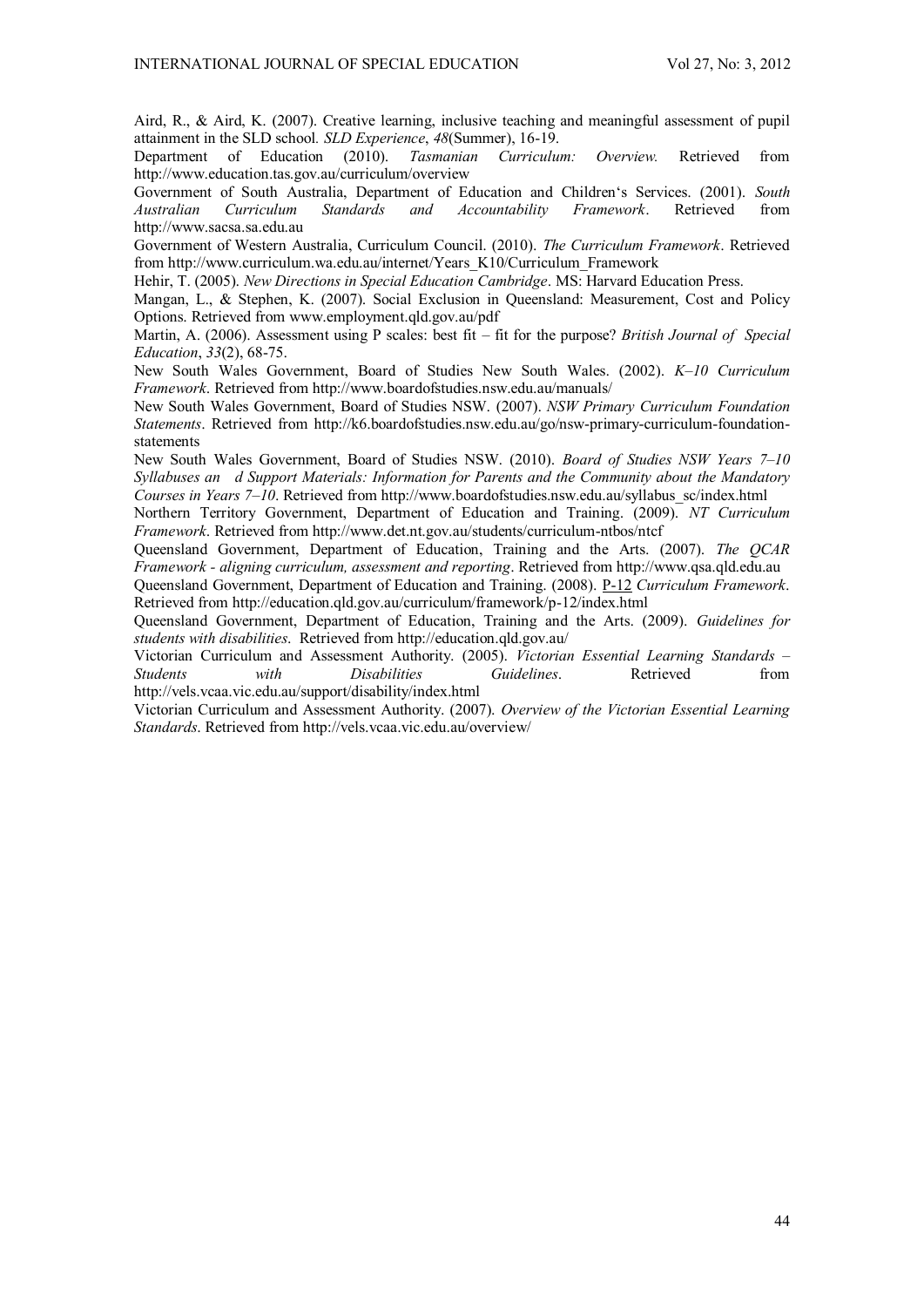Aird, R., & Aird, K. (2007). Creative learning, inclusive teaching and meaningful assessment of pupil attainment in the SLD school. *SLD Experience*, *48*(Summer), 16-19.

Department of Education (2010). *Tasmanian Curriculum: Overview.* Retrieved from http://www.education.tas.gov.au/curriculum/overview

Government of South Australia, Department of Education and Children's Services. (2001). *South Australian Curriculum Standards and Accountability Framework*. Retrieved from http://www.sacsa.sa.edu.au

Government of Western Australia, Curriculum Council. (2010). *The Curriculum Framework*. Retrieved from http://www.curriculum.wa.edu.au/internet/Years_K10/Curriculum_Framework

Hehir, T. (2005). *New Directions in Special Education Cambridge*. MS: Harvard Education Press.

Mangan, L., & Stephen, K. (2007). Social Exclusion in Queensland: Measurement, Cost and Policy Options. Retrieved from www.employment.qld.gov.au/pdf

Martin, A. (2006). Assessment using P scales: best fit – fit for the purpose? *British Journal of Special Education*, *33*(2), 68-75.

New South Wales Government, Board of Studies New South Wales. (2002). *K–10 Curriculum Framework*. Retrieved from http://www.boardofstudies.nsw.edu.au/manuals/

New South Wales Government, Board of Studies NSW. (2007). *NSW Primary Curriculum Foundation Statements*. Retrieved from http://k6.boardofstudies.nsw.edu.au/go/nsw-primary-curriculum-foundation-statements

New South Wales Government, Board of Studies NSW. (2010). *Board of Studies NSW Years 7–10 Syllabuses an d Support Materials: Information for Parents and the Community about the Mandatory Courses in Years 7–10*. Retrieved from http://www.boardofstudies.nsw.edu.au/syllabus_sc/index.html

Northern Territory Government, Department of Education and Training. (2009). *NT Curriculum Framework*. Retrieved from http://www.det.nt.gov.au/students/curriculum-ntbos/ntcf

Queensland Government, Department of Education, Training and the Arts. (2007). *The QCAR Framework - aligning curriculum, assessment and reporting*. Retrieved from http://www.qsa.qld.edu.au

Queensland Government, Department of Education and Training. (2008). P-12 *Curriculum Framework*. Retrieved from http://education.qld.gov.au/curriculum/framework/p-12/index.html

Queensland Government, Department of Education, Training and the Arts. (2009). *Guidelines for students with disabilities*. Retrieved from http://education.qld.gov.au/

Victorian Curriculum and Assessment Authority. (2005). *Victorian Essential Learning Standards – Students with Disabilities Guidelines*. Retrieved from http://vels.vcaa.vic.edu.au/support/disability/index.html

Victorian Curriculum and Assessment Authority. (2007). *Overview of the Victorian Essential Learning Standards*. Retrieved from http://vels.vcaa.vic.edu.au/overview/